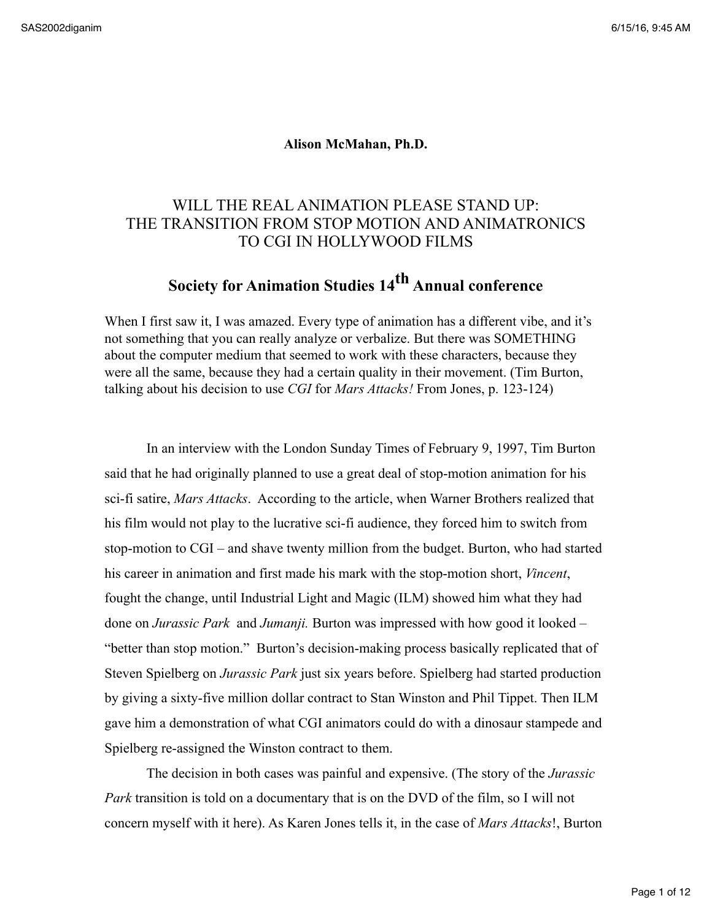**Alison McMahan, Ph.D.**

# WILL THE REAL ANIMATION PLEASE STAND UP: THE TRANSITION FROM STOP MOTION AND ANIMATRONICS TO CGI IN HOLLYWOOD FILMS

## Society for Animation Studies 14th Annual conference

When I first saw it, I was amazed. Every type of animation has a different vibe, and it's not something that you can really analyze or verbalize. But there was SOMETHING about the computer medium that seemed to work with these characters, because they were all the same, because they had a certain quality in their movement. (Tim Burton, talking about his decision to use *CGI* for *Mars Attacks!* From Jones, p. 123-124)

In an interview with the London Sunday Times of February 9, 1997, Tim Burton said that he had originally planned to use a great deal of stop-motion animation for his sci-fi satire, *Mars Attacks*. According to the article, when Warner Brothers realized that his film would not play to the lucrative sci-fi audience, they forced him to switch from stop-motion to CGI – and shave twenty million from the budget. Burton, who had started his career in animation and first made his mark with the stop-motion short, *Vincent*, fought the change, until Industrial Light and Magic (ILM) showed him what they had done on *Jurassic Park* and *Jumanji.* Burton was impressed with how good it looked – "better than stop motion." Burton's decision-making process basically replicated that of Steven Spielberg on *Jurassic Park* just six years before. Spielberg had started production by giving a sixty-five million dollar contract to Stan Winston and Phil Tippet. Then ILM gave him a demonstration of what CGI animators could do with a dinosaur stampede and Spielberg re-assigned the Winston contract to them.

The decision in both cases was painful and expensive. (The story of the *Jurassic Park* transition is told on a documentary that is on the DVD of the film, so I will not concern myself with it here). As Karen Jones tells it, in the case of *Mars Attacks*!, Burton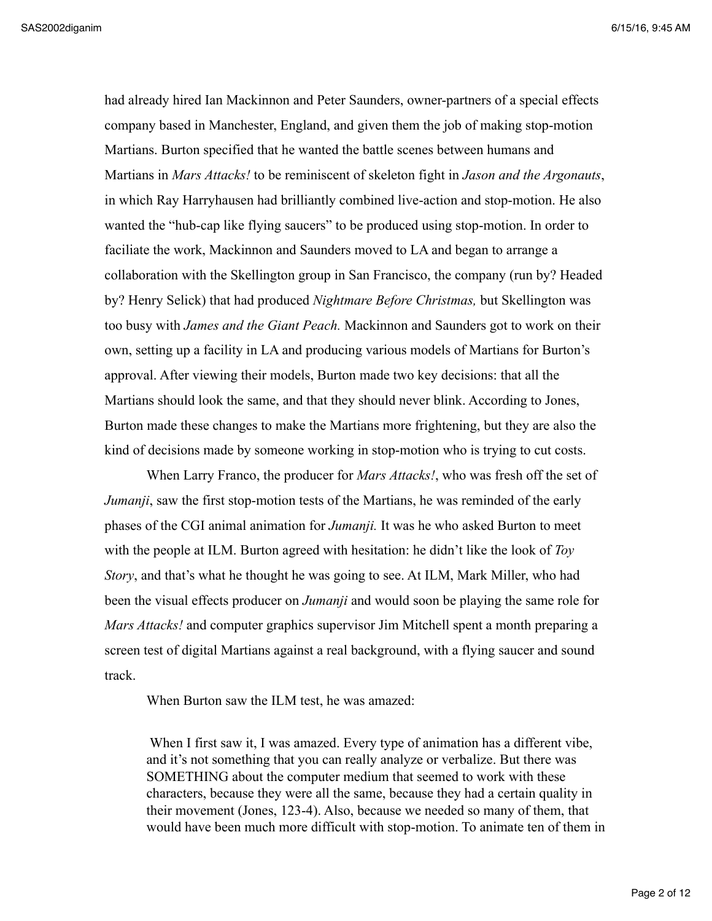had already hired Ian Mackinnon and Peter Saunders, owner-partners of a special effects company based in Manchester, England, and given them the job of making stop-motion Martians. Burton specified that he wanted the battle scenes between humans and Martians in *Mars Attacks!* to be reminiscent of skeleton fight in *Jason and the Argonauts*, in which Ray Harryhausen had brilliantly combined live-action and stop-motion. He also wanted the "hub-cap like flying saucers" to be produced using stop-motion. In order to faciliate the work, Mackinnon and Saunders moved to LA and began to arrange a collaboration with the Skellington group in San Francisco, the company (run by? Headed by? Henry Selick) that had produced *Nightmare Before Christmas,* but Skellington was too busy with *James and the Giant Peach.* Mackinnon and Saunders got to work on their own, setting up a facility in LA and producing various models of Martians for Burton's approval. After viewing their models, Burton made two key decisions: that all the Martians should look the same, and that they should never blink. According to Jones, Burton made these changes to make the Martians more frightening, but they are also the kind of decisions made by someone working in stop-motion who is trying to cut costs.

When Larry Franco, the producer for *Mars Attacks!*, who was fresh off the set of *Jumanji*, saw the first stop-motion tests of the Martians, he was reminded of the early phases of the CGI animal animation for *Jumanji.* It was he who asked Burton to meet with the people at ILM. Burton agreed with hesitation: he didn't like the look of *Toy Story*, and that's what he thought he was going to see. At ILM, Mark Miller, who had been the visual effects producer on *Jumanji* and would soon be playing the same role for *Mars Attacks!* and computer graphics supervisor Jim Mitchell spent a month preparing a screen test of digital Martians against a real background, with a flying saucer and sound track.

When Burton saw the ILM test, he was amazed:

> When I first saw it, I was amazed. Every type of animation has a different vibe, and it's not something that you can really analyze or verbalize. But there was SOMETHING about the computer medium that seemed to work with these characters, because they were all the same, because they had a certain quality in their movement (Jones, 123-4). Also, because we needed so many of them, that would have been much more difficult with stop-motion. To animate ten of them in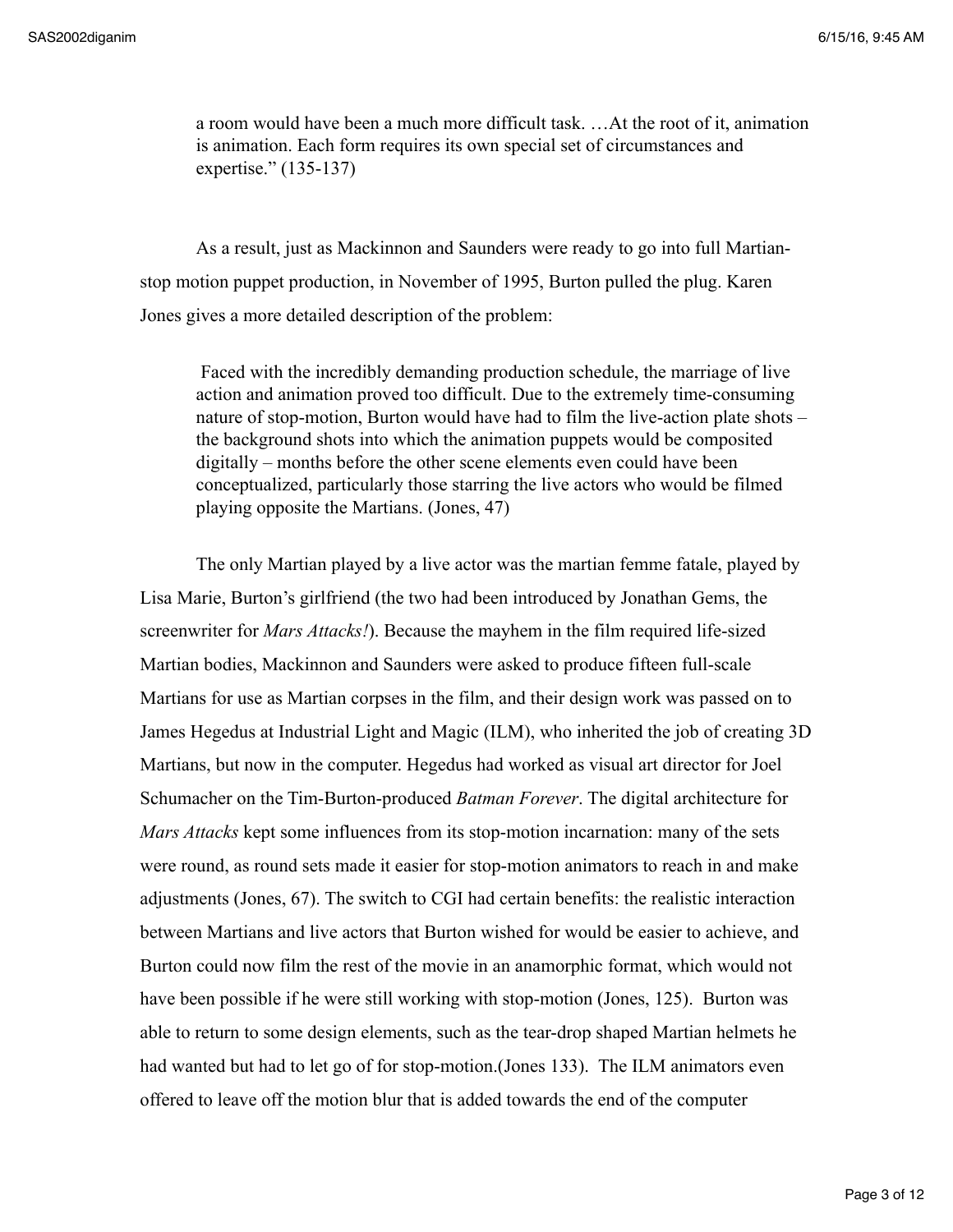> a room would have been a much more difficult task. …At the root of it, animation is animation. Each form requires its own special set of circumstances and expertise." (135-137)

As a result, just as Mackinnon and Saunders were ready to go into full Martian-stop motion puppet production, in November of 1995, Burton pulled the plug. Karen Jones gives a more detailed description of the problem:

> Faced with the incredibly demanding production schedule, the marriage of live action and animation proved too difficult. Due to the extremely time-consuming nature of stop-motion, Burton would have had to film the live-action plate shots – the background shots into which the animation puppets would be composited digitally – months before the other scene elements even could have been conceptualized, particularly those starring the live actors who would be filmed playing opposite the Martians. (Jones, 47)

The only Martian played by a live actor was the martian femme fatale, played by Lisa Marie, Burton's girlfriend (the two had been introduced by Jonathan Gems, the screenwriter for *Mars Attacks!*). Because the mayhem in the film required life-sized Martian bodies, Mackinnon and Saunders were asked to produce fifteen full-scale Martians for use as Martian corpses in the film, and their design work was passed on to James Hegedus at Industrial Light and Magic (ILM), who inherited the job of creating 3D Martians, but now in the computer. Hegedus had worked as visual art director for Joel Schumacher on the Tim-Burton-produced *Batman Forever*. The digital architecture for *Mars Attacks* kept some influences from its stop-motion incarnation: many of the sets were round, as round sets made it easier for stop-motion animators to reach in and make adjustments (Jones, 67). The switch to CGI had certain benefits: the realistic interaction between Martians and live actors that Burton wished for would be easier to achieve, and Burton could now film the rest of the movie in an anamorphic format, which would not have been possible if he were still working with stop-motion (Jones, 125). Burton was able to return to some design elements, such as the tear-drop shaped Martian helmets he had wanted but had to let go of for stop-motion.(Jones 133). The ILM animators even offered to leave off the motion blur that is added towards the end of the computer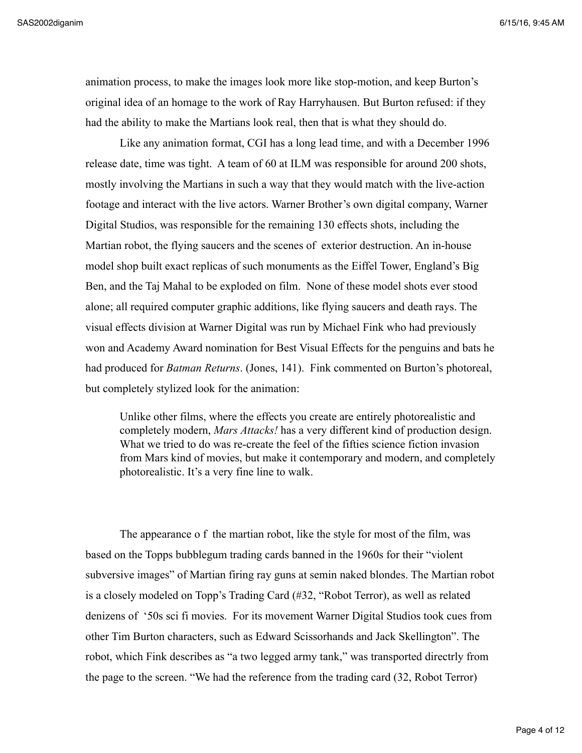animation process, to make the images look more like stop-motion, and keep Burton's original idea of an homage to the work of Ray Harryhausen. But Burton refused: if they had the ability to make the Martians look real, then that is what they should do.

Like any animation format, CGI has a long lead time, and with a December 1996 release date, time was tight. A team of 60 at ILM was responsible for around 200 shots, mostly involving the Martians in such a way that they would match with the live-action footage and interact with the live actors. Warner Brother's own digital company, Warner Digital Studios, was responsible for the remaining 130 effects shots, including the Martian robot, the flying saucers and the scenes of exterior destruction. An in-house model shop built exact replicas of such monuments as the Eiffel Tower, England's Big Ben, and the Taj Mahal to be exploded on film. None of these model shots ever stood alone; all required computer graphic additions, like flying saucers and death rays. The visual effects division at Warner Digital was run by Michael Fink who had previously won and Academy Award nomination for Best Visual Effects for the penguins and bats he had produced for *Batman Returns*. (Jones, 141). Fink commented on Burton's photoreal, but completely stylized look for the animation:

> Unlike other films, where the effects you create are entirely photorealistic and completely modern, *Mars Attacks!* has a very different kind of production design. What we tried to do was re-create the feel of the fifties science fiction invasion from Mars kind of movies, but make it contemporary and modern, and completely photorealistic. It's a very fine line to walk.

The appearance o f the martian robot, like the style for most of the film, was based on the Topps bubblegum trading cards banned in the 1960s for their "violent subversive images" of Martian firing ray guns at semin naked blondes. The Martian robot is a closely modeled on Topp's Trading Card (#32, "Robot Terror), as well as related denizens of '50s sci fi movies. For its movement Warner Digital Studios took cues from other Tim Burton characters, such as Edward Scissorhands and Jack Skellington". The robot, which Fink describes as "a two legged army tank," was transported directrly from the page to the screen. "We had the reference from the trading card (32, Robot Terror)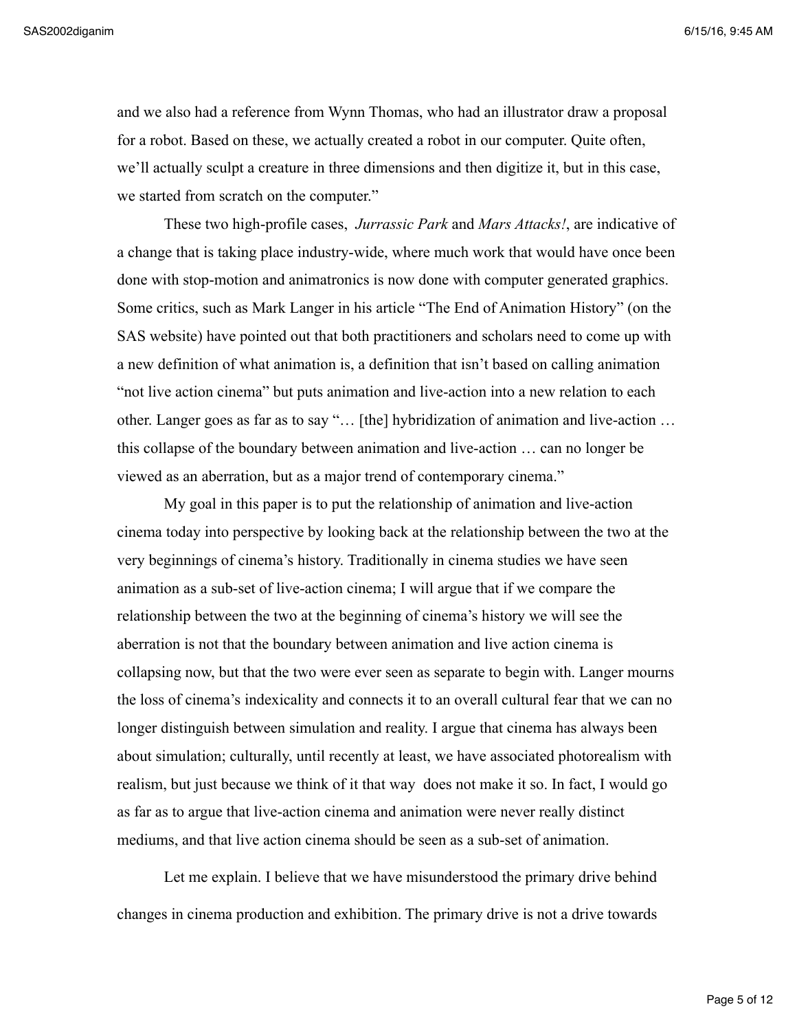and we also had a reference from Wynn Thomas, who had an illustrator draw a proposal for a robot. Based on these, we actually created a robot in our computer. Quite often, we'll actually sculpt a creature in three dimensions and then digitize it, but in this case, we started from scratch on the computer."

These two high-profile cases, *Jurrassic Park* and *Mars Attacks!*, are indicative of a change that is taking place industry-wide, where much work that would have once been done with stop-motion and animatronics is now done with computer generated graphics. Some critics, such as Mark Langer in his article "The End of Animation History" (on the SAS website) have pointed out that both practitioners and scholars need to come up with a new definition of what animation is, a definition that isn't based on calling animation "not live action cinema" but puts animation and live-action into a new relation to each other. Langer goes as far as to say "… [the] hybridization of animation and live-action … this collapse of the boundary between animation and live-action … can no longer be viewed as an aberration, but as a major trend of contemporary cinema."

My goal in this paper is to put the relationship of animation and live-action cinema today into perspective by looking back at the relationship between the two at the very beginnings of cinema's history. Traditionally in cinema studies we have seen animation as a sub-set of live-action cinema; I will argue that if we compare the relationship between the two at the beginning of cinema's history we will see the aberration is not that the boundary between animation and live action cinema is collapsing now, but that the two were ever seen as separate to begin with. Langer mourns the loss of cinema's indexicality and connects it to an overall cultural fear that we can no longer distinguish between simulation and reality. I argue that cinema has always been about simulation; culturally, until recently at least, we have associated photorealism with realism, but just because we think of it that way does not make it so. In fact, I would go as far as to argue that live-action cinema and animation were never really distinct mediums, and that live action cinema should be seen as a sub-set of animation.

Let me explain. I believe that we have misunderstood the primary drive behind changes in cinema production and exhibition. The primary drive is not a drive towards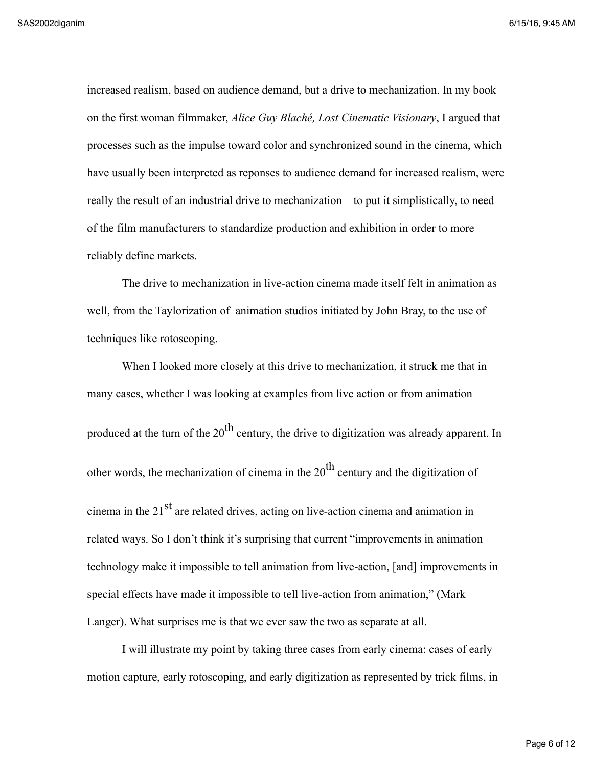increased realism, based on audience demand, but a drive to mechanization. In my book on the first woman filmmaker, *Alice Guy Blaché, Lost Cinematic Visionary*, I argued that processes such as the impulse toward color and synchronized sound in the cinema, which have usually been interpreted as reponses to audience demand for increased realism, were really the result of an industrial drive to mechanization – to put it simplistically, to need of the film manufacturers to standardize production and exhibition in order to more reliably define markets.

The drive to mechanization in live-action cinema made itself felt in animation as well, from the Taylorization of  animation studios initiated by John Bray, to the use of techniques like rotoscoping.

When I looked more closely at this drive to mechanization, it struck me that in many cases, whether I was looking at examples from live action or from animation produced at the turn of the 20th century, the drive to digitization was already apparent. In other words, the mechanization of cinema in the 20th century and the digitization of cinema in the 21st are related drives, acting on live-action cinema and animation in related ways. So I don't think it's surprising that current "improvements in animation technology make it impossible to tell animation from live-action, [and] improvements in special effects have made it impossible to tell live-action from animation," (Mark Langer). What surprises me is that we ever saw the two as separate at all.

I will illustrate my point by taking three cases from early cinema: cases of early motion capture, early rotoscoping, and early digitization as represented by trick films, in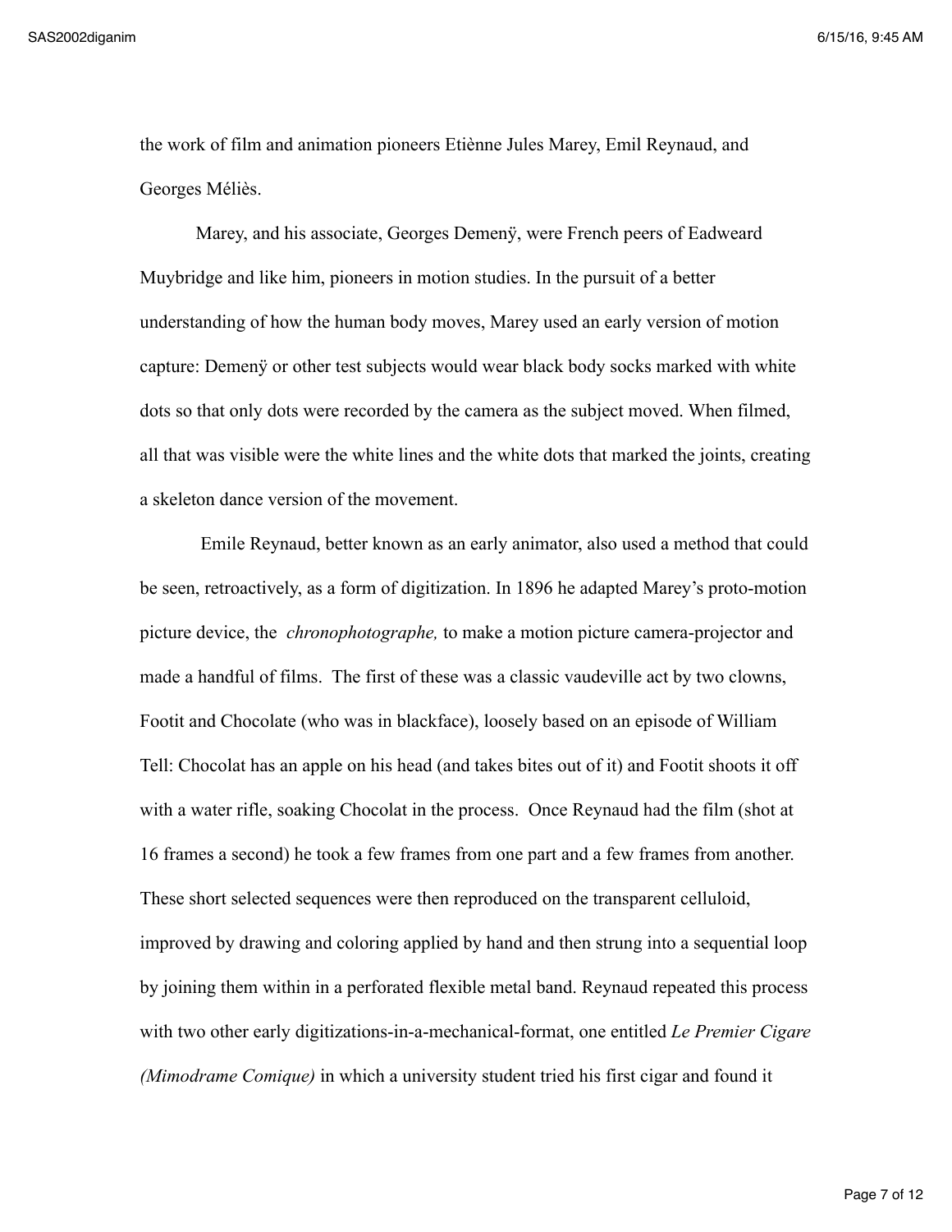the work of film and animation pioneers Etiènne Jules Marey, Emil Reynaud, and Georges Méliès.

Marey, and his associate, Georges Demenÿ, were French peers of Eadweard Muybridge and like him, pioneers in motion studies. In the pursuit of a better understanding of how the human body moves, Marey used an early version of motion capture: Demenÿ or other test subjects would wear black body socks marked with white dots so that only dots were recorded by the camera as the subject moved. When filmed, all that was visible were the white lines and the white dots that marked the joints, creating a skeleton dance version of the movement.

Emile Reynaud, better known as an early animator, also used a method that could be seen, retroactively, as a form of digitization. In 1896 he adapted Marey's proto-motion picture device, the *chronophotographe,* to make a motion picture camera-projector and made a handful of films. The first of these was a classic vaudeville act by two clowns, Footit and Chocolate (who was in blackface), loosely based on an episode of William Tell: Chocolat has an apple on his head (and takes bites out of it) and Footit shoots it off with a water rifle, soaking Chocolat in the process. Once Reynaud had the film (shot at 16 frames a second) he took a few frames from one part and a few frames from another. These short selected sequences were then reproduced on the transparent celluloid, improved by drawing and coloring applied by hand and then strung into a sequential loop by joining them within in a perforated flexible metal band. Reynaud repeated this process with two other early digitizations-in-a-mechanical-format, one entitled *Le Premier Cigare (Mimodrame Comique)* in which a university student tried his first cigar and found it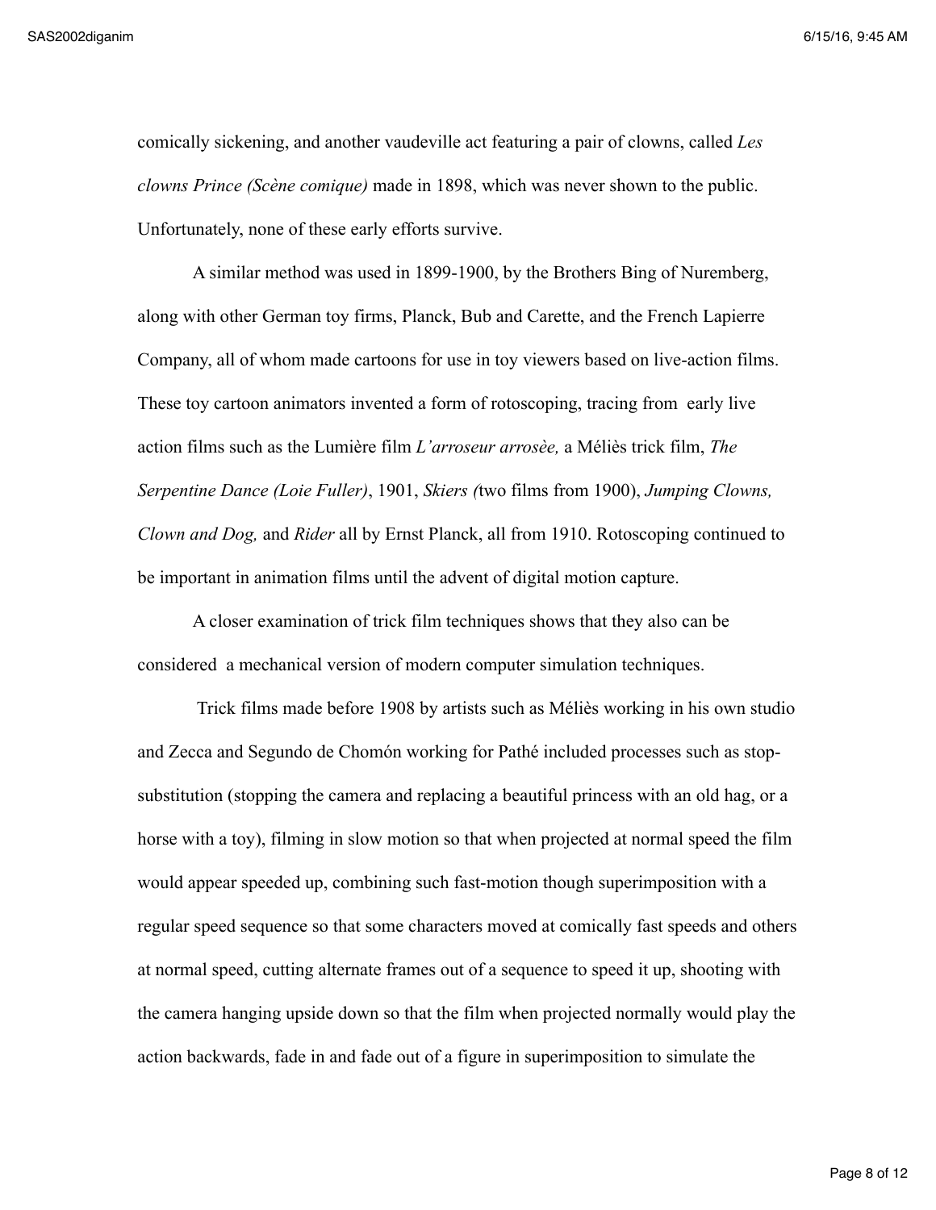comically sickening, and another vaudeville act featuring a pair of clowns, called *Les clowns Prince (Scène comique)* made in 1898, which was never shown to the public. Unfortunately, none of these early efforts survive.

A similar method was used in 1899-1900, by the Brothers Bing of Nuremberg, along with other German toy firms, Planck, Bub and Carette, and the French Lapierre Company, all of whom made cartoons for use in toy viewers based on live-action films. These toy cartoon animators invented a form of rotoscoping, tracing from early live action films such as the Lumière film *L'arroseur arrosèe,* a Méliès trick film, *The Serpentine Dance (Loie Fuller)*, 1901, *Skiers (*two films from 1900), *Jumping Clowns, Clown and Dog,* and *Rider* all by Ernst Planck, all from 1910. Rotoscoping continued to be important in animation films until the advent of digital motion capture.

A closer examination of trick film techniques shows that they also can be considered a mechanical version of modern computer simulation techniques.

Trick films made before 1908 by artists such as Méliès working in his own studio and Zecca and Segundo de Chomón working for Pathé included processes such as stop-substitution (stopping the camera and replacing a beautiful princess with an old hag, or a horse with a toy), filming in slow motion so that when projected at normal speed the film would appear speeded up, combining such fast-motion though superimposition with a regular speed sequence so that some characters moved at comically fast speeds and others at normal speed, cutting alternate frames out of a sequence to speed it up, shooting with the camera hanging upside down so that the film when projected normally would play the action backwards, fade in and fade out of a figure in superimposition to simulate the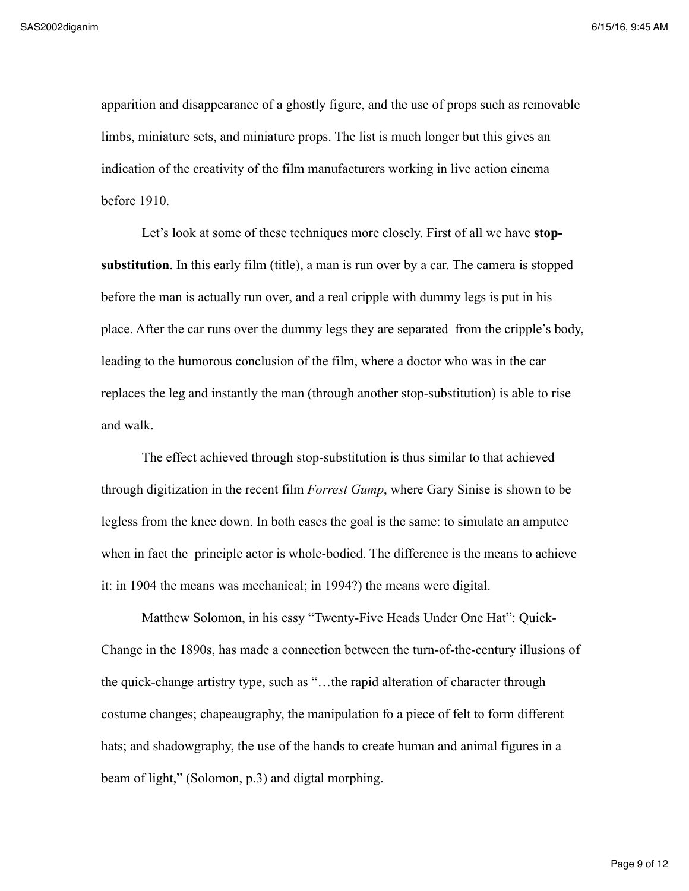apparition and disappearance of a ghostly figure, and the use of props such as removable limbs, miniature sets, and miniature props. The list is much longer but this gives an indication of the creativity of the film manufacturers working in live action cinema before 1910.

Let's look at some of these techniques more closely. First of all we have **stop-substitution**. In this early film (title), a man is run over by a car. The camera is stopped before the man is actually run over, and a real cripple with dummy legs is put in his place. After the car runs over the dummy legs they are separated from the cripple's body, leading to the humorous conclusion of the film, where a doctor who was in the car replaces the leg and instantly the man (through another stop-substitution) is able to rise and walk.

The effect achieved through stop-substitution is thus similar to that achieved through digitization in the recent film *Forrest Gump*, where Gary Sinise is shown to be legless from the knee down. In both cases the goal is the same: to simulate an amputee when in fact the principle actor is whole-bodied. The difference is the means to achieve it: in 1904 the means was mechanical; in 1994?) the means were digital.

Matthew Solomon, in his essay "Twenty-Five Heads Under One Hat": Quick-Change in the 1890s, has made a connection between the turn-of-the-century illusions of the quick-change artistry type, such as "…the rapid alteration of character through costume changes; chapeaugraphy, the manipulation fo a piece of felt to form different hats; and shadowgraphy, the use of the hands to create human and animal figures in a beam of light," (Solomon, p.3) and digtal morphing.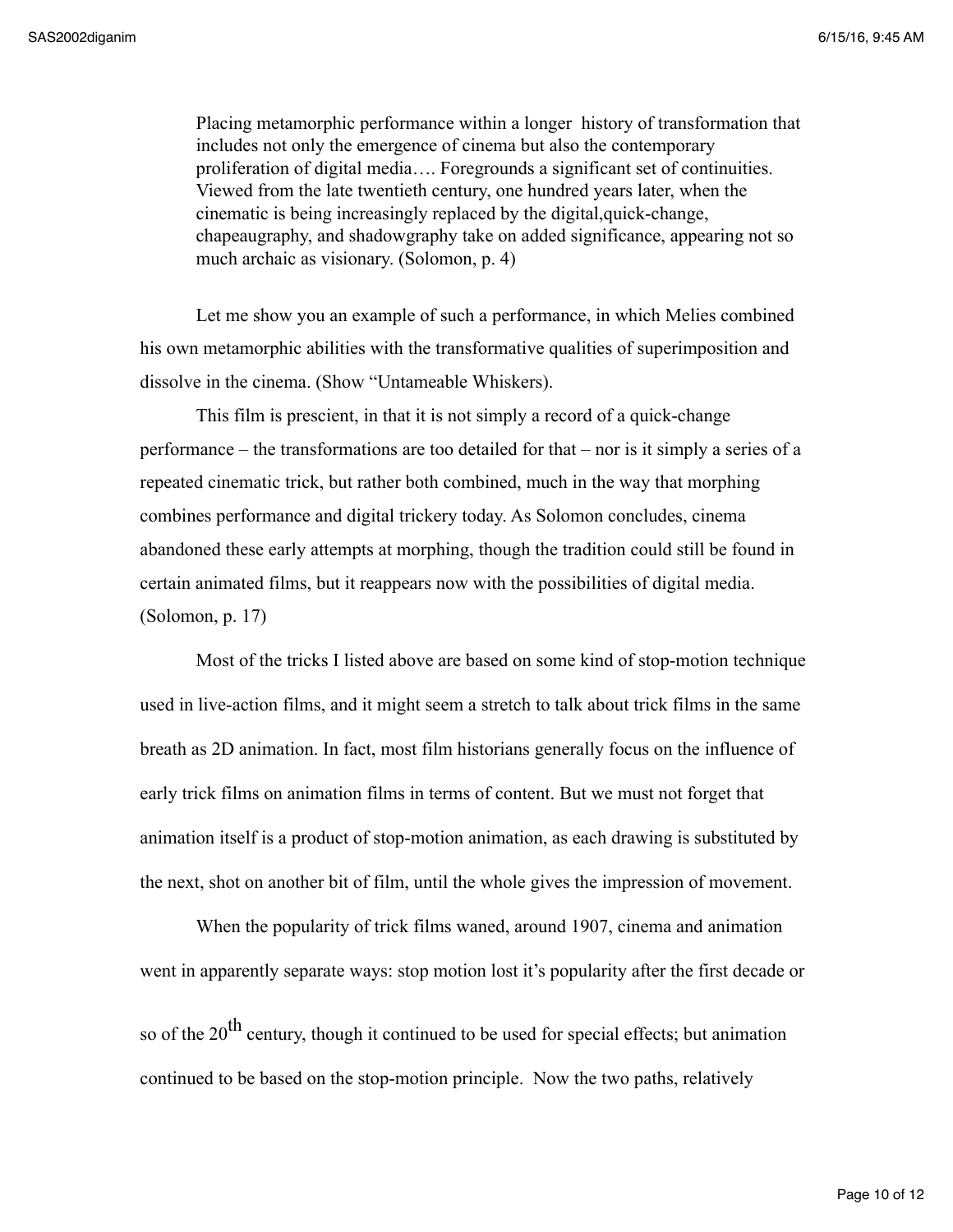> Placing metamorphic performance within a longer history of transformation that includes not only the emergence of cinema but also the contemporary proliferation of digital media…. Foregrounds a significant set of continuities. Viewed from the late twentieth century, one hundred years later, when the cinematic is being increasingly replaced by the digital,quick-change, chapeaugraphy, and shadowgraphy take on added significance, appearing not so much archaic as visionary. (Solomon, p. 4)

Let me show you an example of such a performance, in which Melies combined his own metamorphic abilities with the transformative qualities of superimposition and dissolve in the cinema. (Show "Untameable Whiskers).

This film is prescient, in that it is not simply a record of a quick-change performance – the transformations are too detailed for that – nor is it simply a series of a repeated cinematic trick, but rather both combined, much in the way that morphing combines performance and digital trickery today. As Solomon concludes, cinema abandoned these early attempts at morphing, though the tradition could still be found in certain animated films, but it reappears now with the possibilities of digital media. (Solomon, p. 17)

Most of the tricks I listed above are based on some kind of stop-motion technique used in live-action films, and it might seem a stretch to talk about trick films in the same breath as 2D animation. In fact, most film historians generally focus on the influence of early trick films on animation films in terms of content. But we must not forget that animation itself is a product of stop-motion animation, as each drawing is substituted by the next, shot on another bit of film, until the whole gives the impression of movement.

When the popularity of trick films waned, around 1907, cinema and animation went in apparently separate ways: stop motion lost it's popularity after the first decade or so of the 20th century, though it continued to be used for special effects; but animation continued to be based on the stop-motion principle. Now the two paths, relatively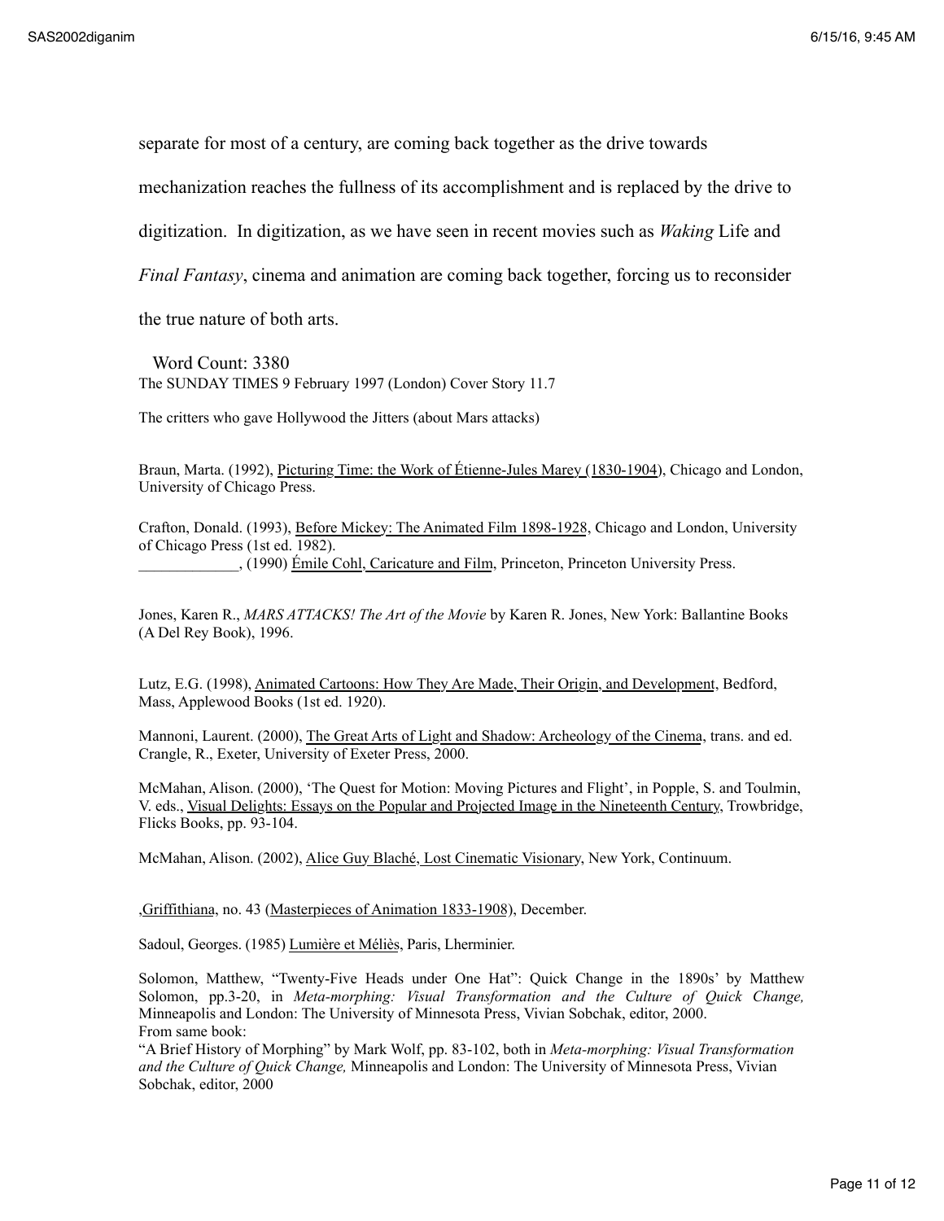separate for most of a century, are coming back together as the drive towards mechanization reaches the fullness of its accomplishment and is replaced by the drive to digitization. In digitization, as we have seen in recent movies such as *Waking* Life and *Final Fantasy*, cinema and animation are coming back together, forcing us to reconsider the true nature of both arts.

Word Count: 3380

The SUNDAY TIMES 9 February 1997 (London) Cover Story 11.7

The critters who gave Hollywood the Jitters (about Mars attacks)

Braun, Marta. (1992), Picturing Time: the Work of Étienne-Jules Marey (1830-1904), Chicago and London, University of Chicago Press.

Crafton, Donald. (1993), Before Mickey: The Animated Film 1898-1928, Chicago and London, University of Chicago Press (1st ed. 1982).
_____________, (1990) Émile Cohl, Caricature and Film, Princeton, Princeton University Press.

Jones, Karen R., *MARS ATTACKS! The Art of the Movie* by Karen R. Jones, New York: Ballantine Books (A Del Rey Book), 1996.

Lutz, E.G. (1998), Animated Cartoons: How They Are Made, Their Origin, and Development, Bedford, Mass, Applewood Books (1st ed. 1920).

Mannoni, Laurent. (2000), The Great Arts of Light and Shadow: Archeology of the Cinema, trans. and ed. Crangle, R., Exeter, University of Exeter Press, 2000.

McMahan, Alison. (2000), 'The Quest for Motion: Moving Pictures and Flight', in Popple, S. and Toulmin, V. eds., Visual Delights: Essays on the Popular and Projected Image in the Nineteenth Century, Trowbridge, Flicks Books, pp. 93-104.

McMahan, Alison. (2002), Alice Guy Blaché, Lost Cinematic Visionary, New York, Continuum.

,Griffithiana, no. 43 (Masterpieces of Animation 1833-1908), December.

Sadoul, Georges. (1985) Lumière et Méliès, Paris, Lherminier.

Solomon, Matthew, "Twenty-Five Heads under One Hat": Quick Change in the 1890s' by Matthew Solomon, pp.3-20, in *Meta-morphing: Visual Transformation and the Culture of Quick Change,* Minneapolis and London: The University of Minnesota Press, Vivian Sobchak, editor, 2000.
From same book:
"A Brief History of Morphing" by Mark Wolf, pp. 83-102, both in *Meta-morphing: Visual Transformation and the Culture of Quick Change,* Minneapolis and London: The University of Minnesota Press, Vivian Sobchak, editor, 2000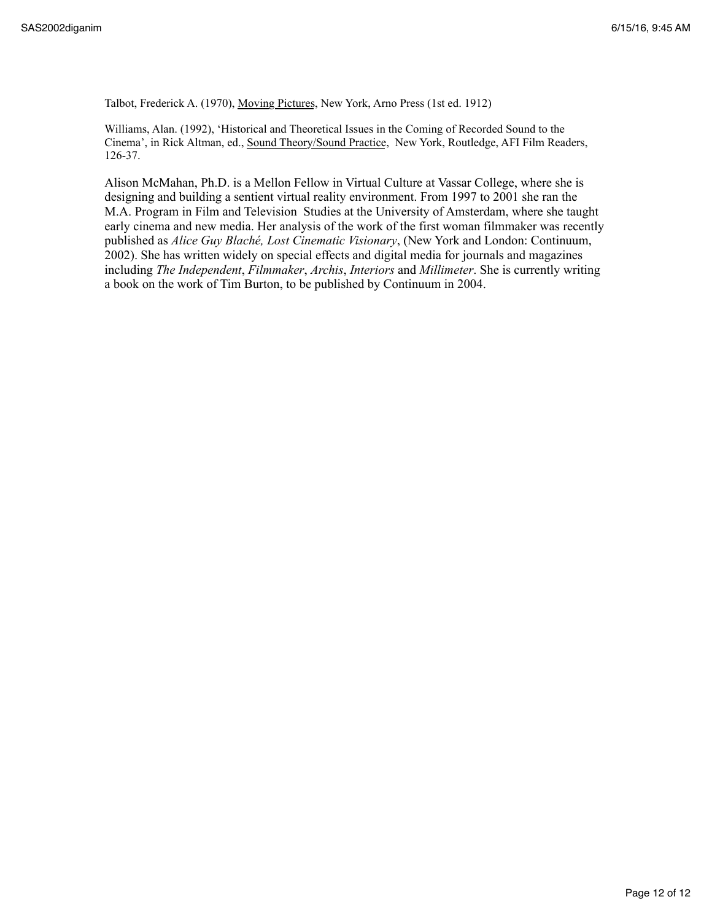Talbot, Frederick A. (1970), Moving Pictures, New York, Arno Press (1st ed. 1912)

Williams, Alan. (1992), 'Historical and Theoretical Issues in the Coming of Recorded Sound to the Cinema', in Rick Altman, ed., Sound Theory/Sound Practice, New York, Routledge, AFI Film Readers, 126-37.

Alison McMahan, Ph.D. is a Mellon Fellow in Virtual Culture at Vassar College, where she is designing and building a sentient virtual reality environment. From 1997 to 2001 she ran the M.A. Program in Film and Television Studies at the University of Amsterdam, where she taught early cinema and new media. Her analysis of the work of the first woman filmmaker was recently published as *Alice Guy Blaché, Lost Cinematic Visionary*, (New York and London: Continuum, 2002). She has written widely on special effects and digital media for journals and magazines including *The Independent*, *Filmmaker*, *Archis*, *Interiors* and *Millimeter*. She is currently writing a book on the work of Tim Burton, to be published by Continuum in 2004.